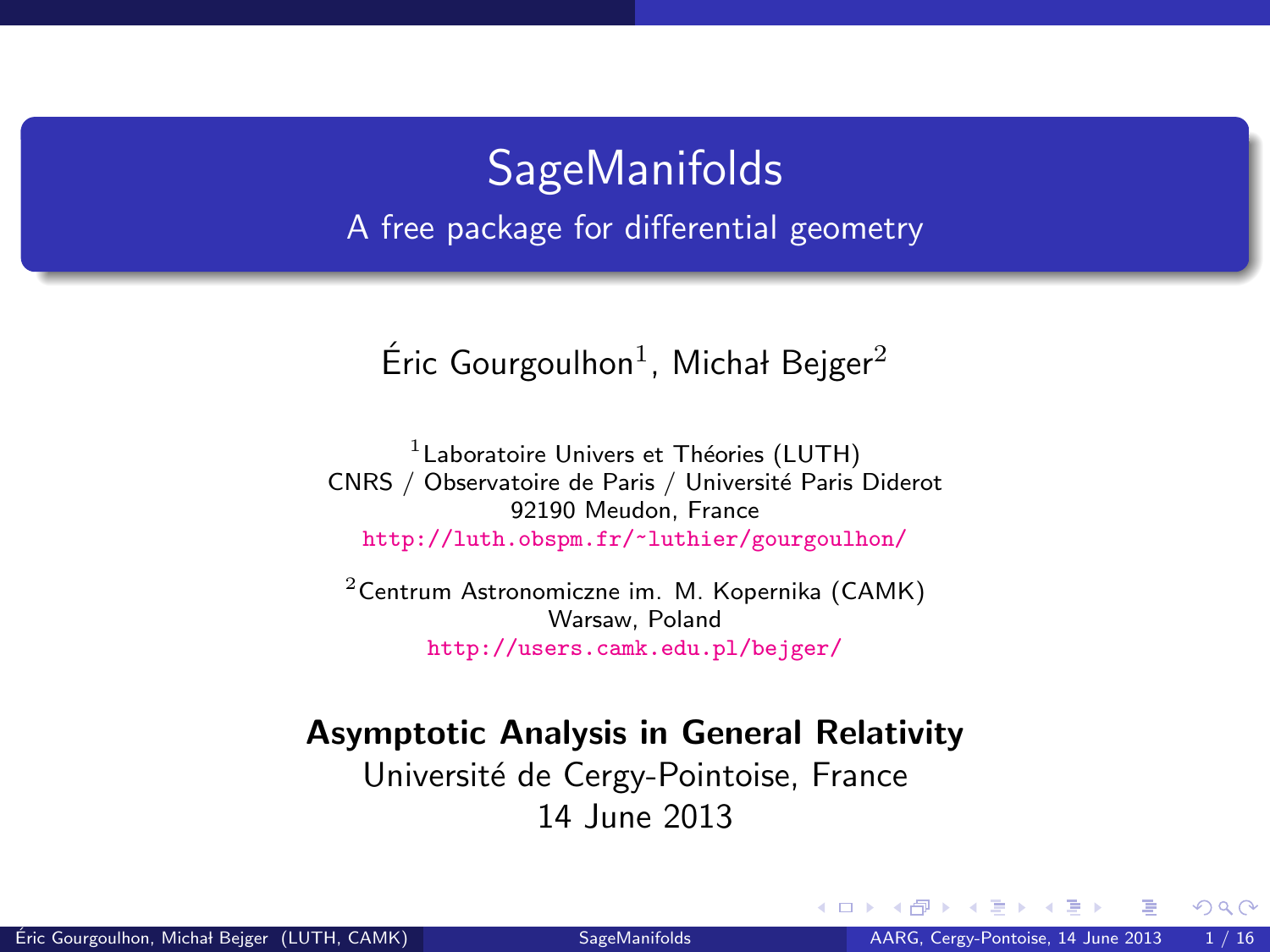# SageManifolds

## A free package for differential geometry

Éric Gourgoulhon[1], Michał Bejger[2]

[1] Laboratoire Univers et Théories (LUTH)
CNRS / Observatoire de Paris / Université Paris Diderot
92190 Meudon, France
http://luth.obspm.fr/~luthier/gourgoulhon/

[2] Centrum Astronomiczne im. M. Kopernika (CAMK)
Warsaw, Poland
http://users.camk.edu.pl/bejger/

**Asymptotic Analysis in General Relativity**
Université de Cergy-Pointoise, France
14 June 2013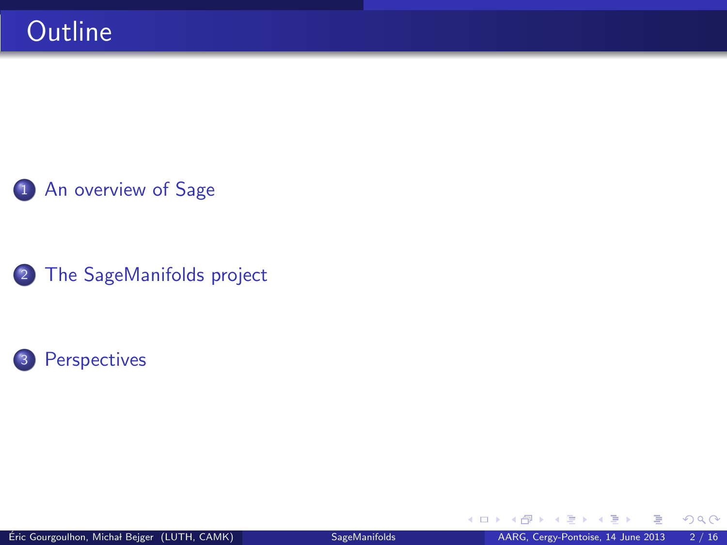# Outline

1. An overview of Sage
2. The SageManifolds project
3. Perspectives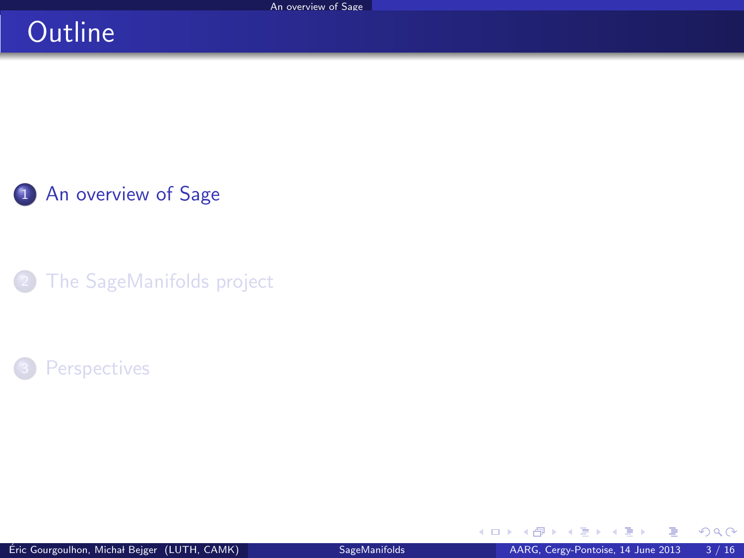# Outline

1. An overview of Sage
2. The SageManifolds project
3. Perspectives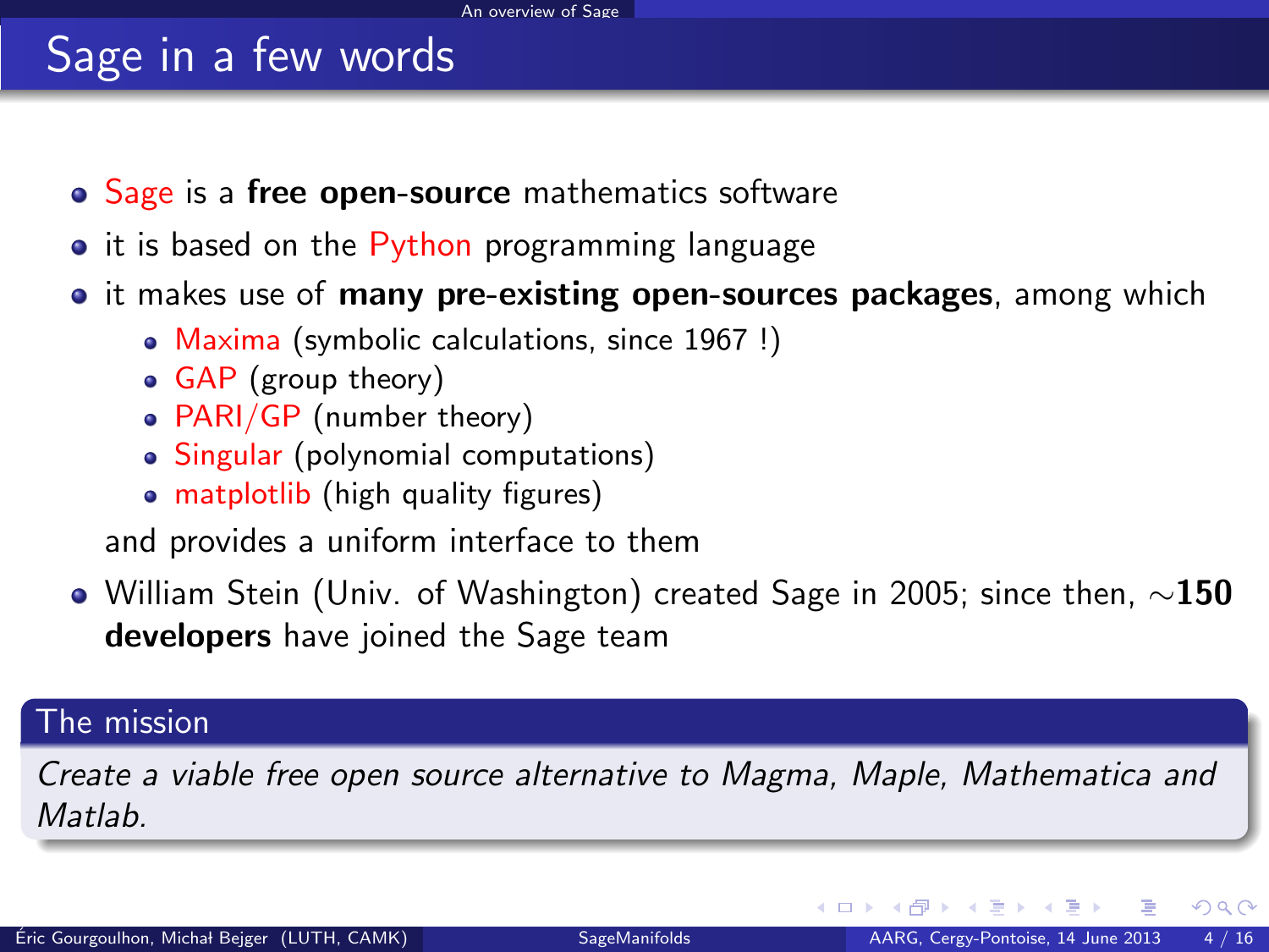# Sage in a few words

- Sage is a **free open-source** mathematics software
- it is based on the Python programming language
- it makes use of **many pre-existing open-sources packages**, among which
  - Maxima (symbolic calculations, since 1967 !)
  - GAP (group theory)
  - PARI/GP (number theory)
  - Singular (polynomial computations)
  - matplotlib (high quality figures)

  and provides a uniform interface to them
- William Stein (Univ. of Washington) created Sage in 2005; since then, $\sim$**150 developers** have joined the Sage team

**The mission**

*Create a viable free open source alternative to Magma, Maple, Mathematica and Matlab.*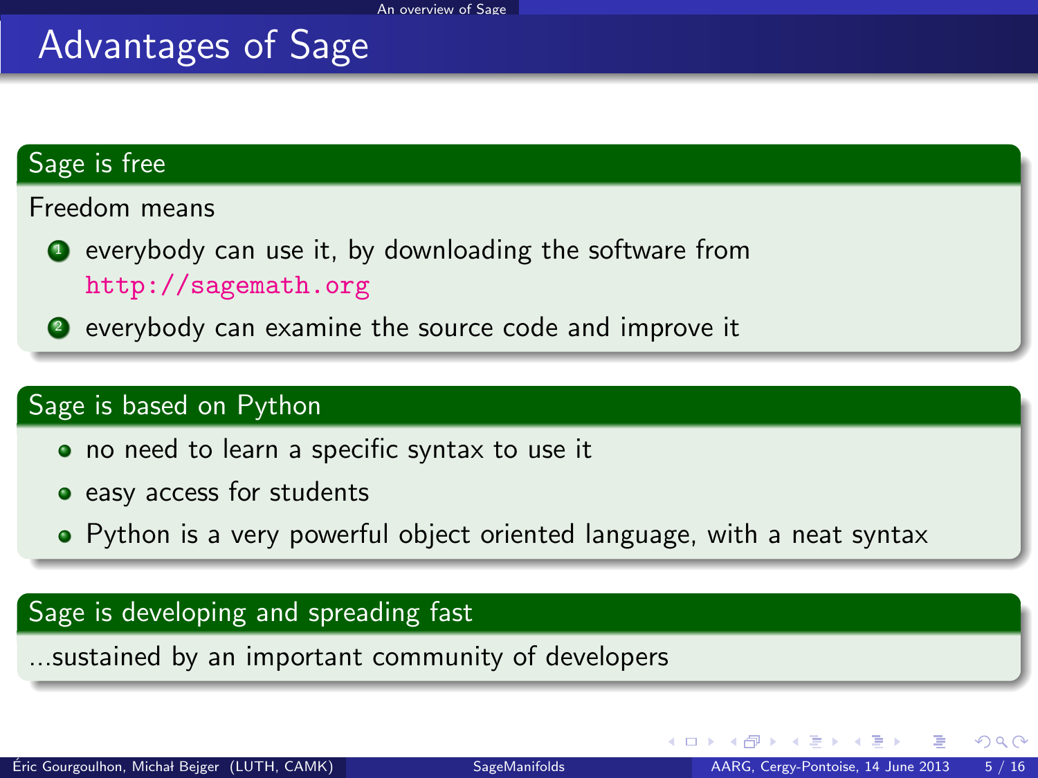# Advantages of Sage

### Sage is free

Freedom means

1. everybody can use it, by downloading the software from http://sagemath.org
2. everybody can examine the source code and improve it

### Sage is based on Python

- no need to learn a specific syntax to use it
- easy access for students
- Python is a very powerful object oriented language, with a neat syntax

### Sage is developing and spreading fast

...sustained by an important community of developers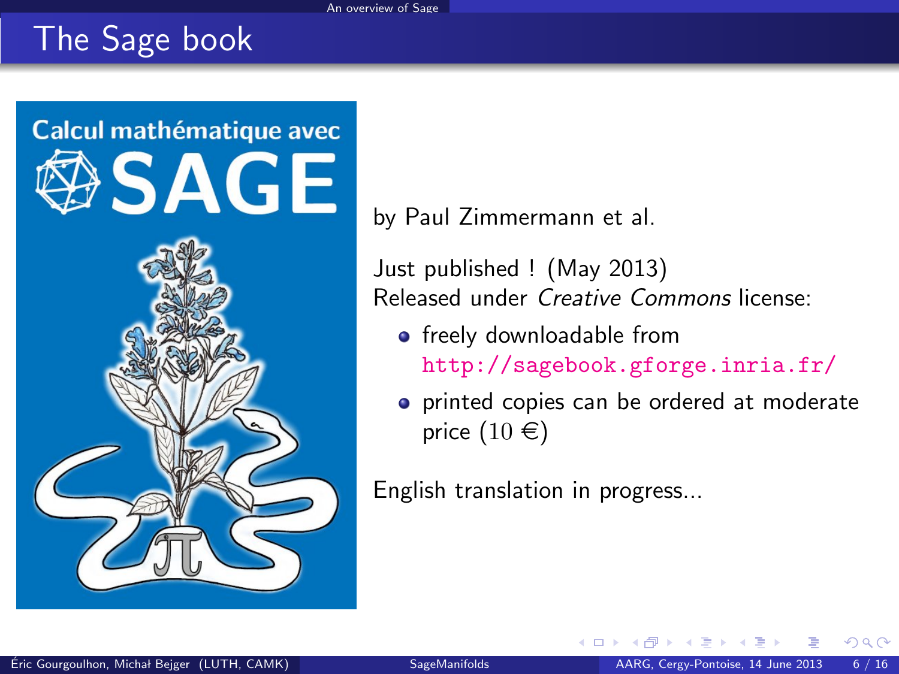# The Sage book

by Paul Zimmermann et al.

Just published ! (May 2013)
Released under *Creative Commons* license:

- freely downloadable from http://sagebook.gforge.inria.fr/
- printed copies can be ordered at moderate price (10 €)

English translation in progress...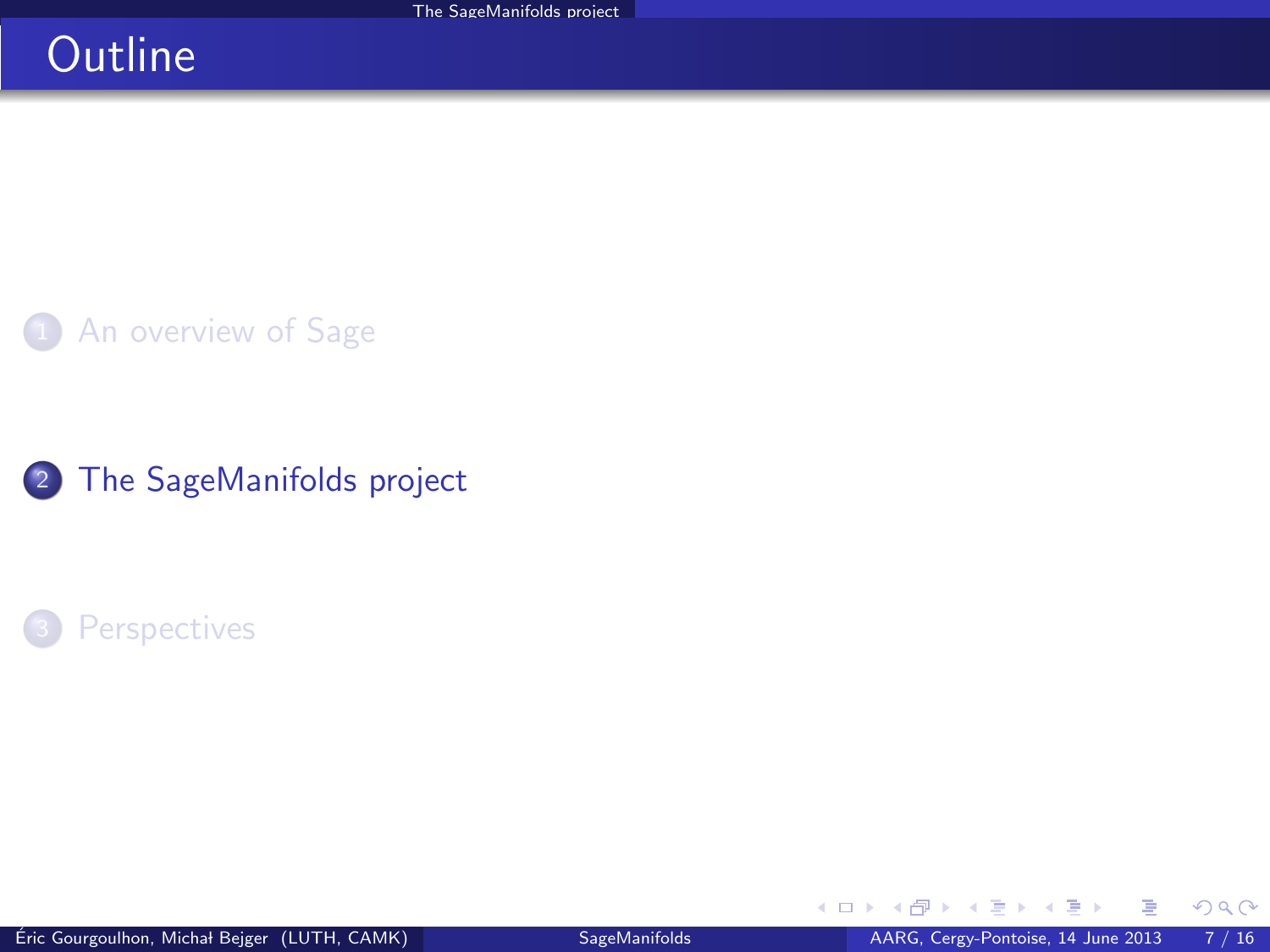# Outline

1. An overview of Sage

2. The SageManifolds project

3. Perspectives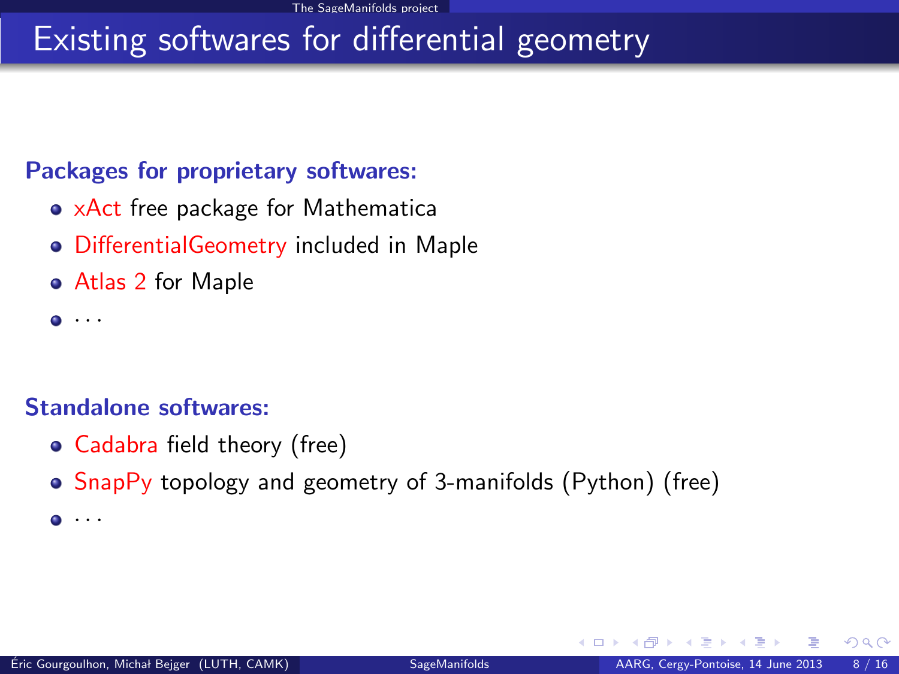# Existing softwares for differential geometry

**Packages for proprietary softwares:**

- xAct free package for Mathematica
- DifferentialGeometry included in Maple
- Atlas 2 for Maple
- ...

**Standalone softwares:**

- Cadabra field theory (free)
- SnapPy topology and geometry of 3-manifolds (Python) (free)
- ...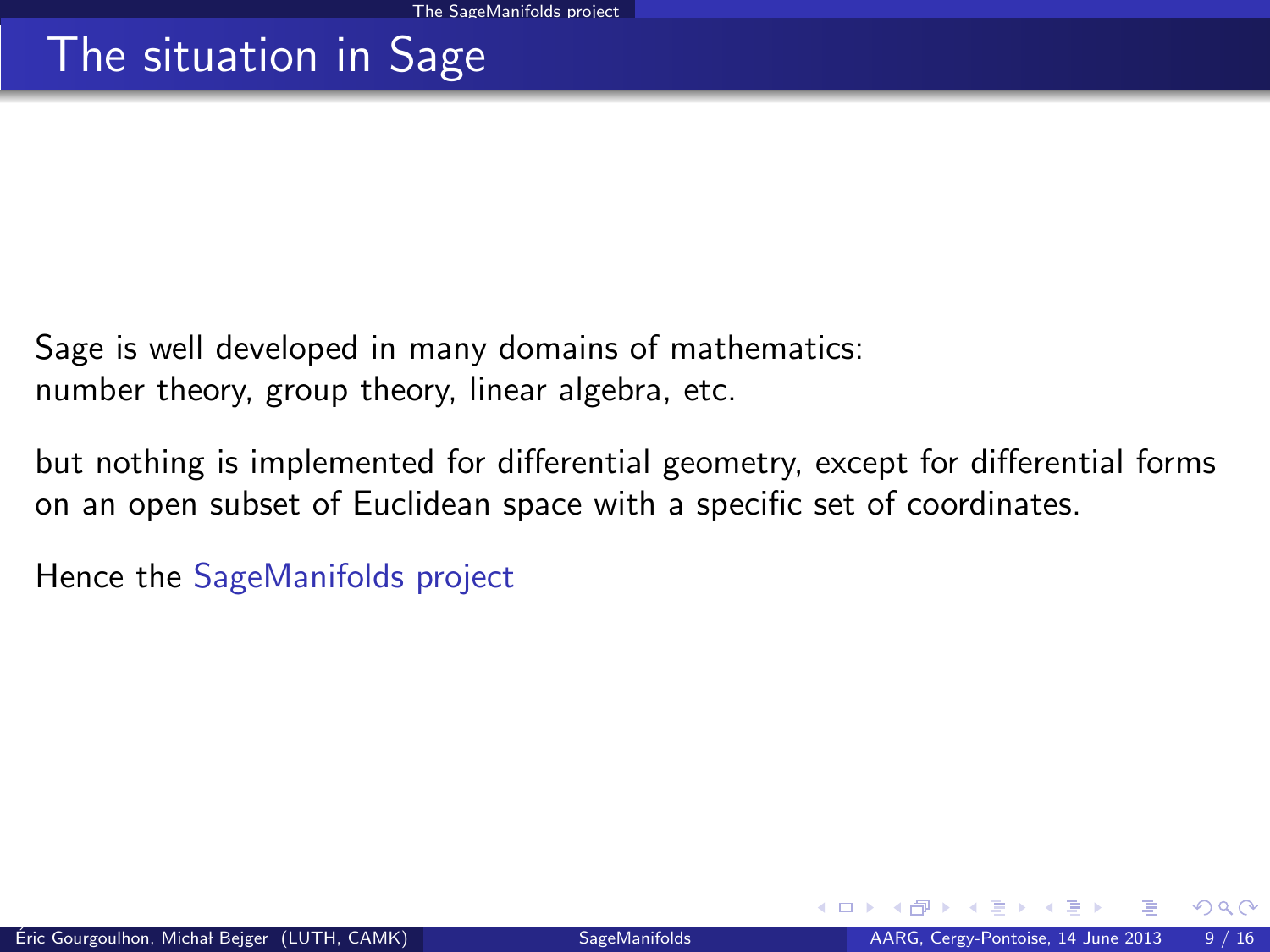# The situation in Sage

Sage is well developed in many domains of mathematics:
number theory, group theory, linear algebra, etc.

but nothing is implemented for differential geometry, except for differential forms on an open subset of Euclidean space with a specific set of coordinates.

Hence the SageManifolds project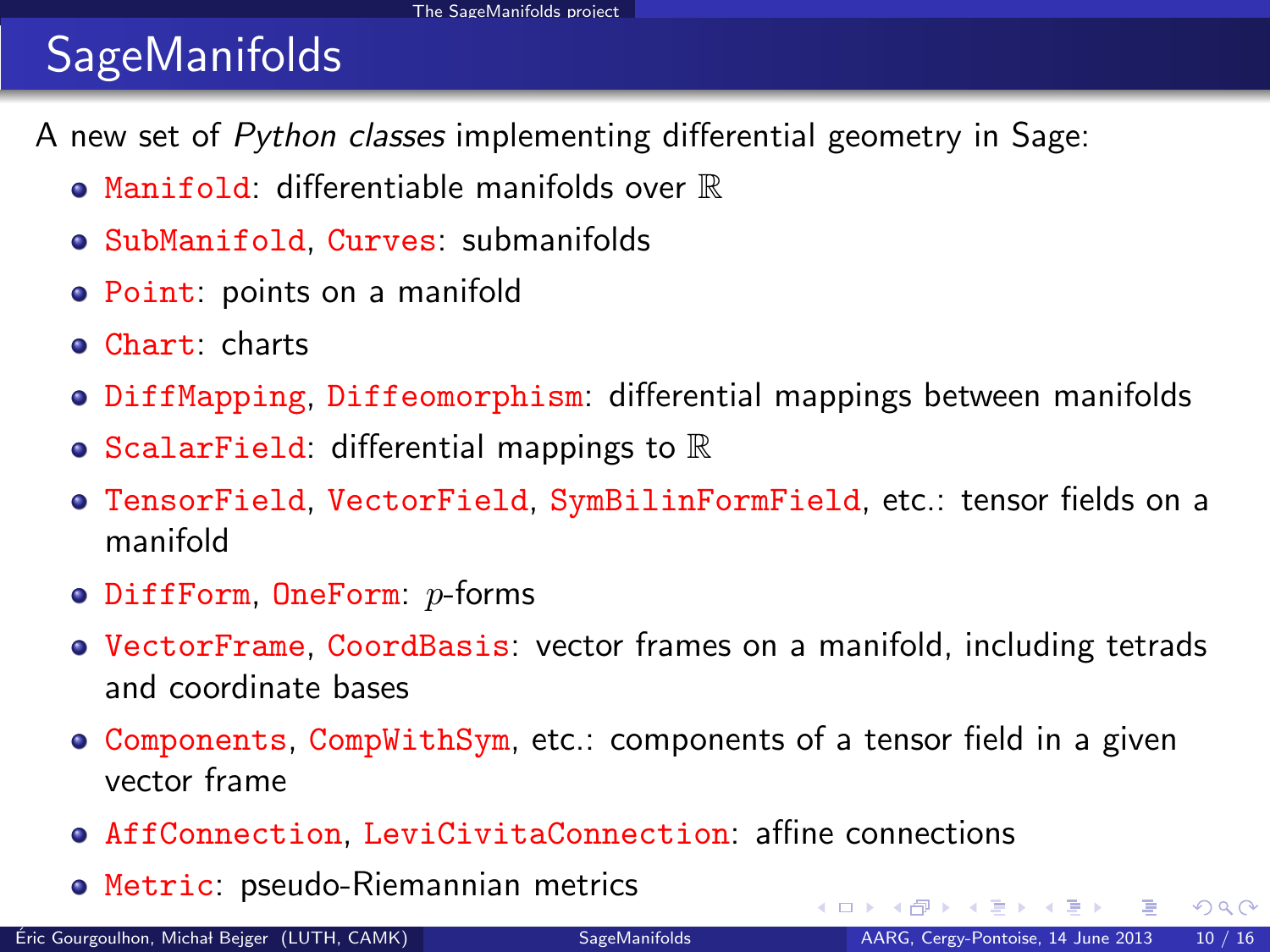# SageManifolds

A new set of *Python classes* implementing differential geometry in Sage:

- `Manifold`: differentiable manifolds over $\mathbb{R}$
- `SubManifold`, `Curves`: submanifolds
- `Point`: points on a manifold
- `Chart`: charts
- `DiffMapping`, `Diffeomorphism`: differential mappings between manifolds
- `ScalarField`: differential mappings to $\mathbb{R}$
- `TensorField`, `VectorField`, `SymBilinFormField`, etc.: tensor fields on a manifold
- `DiffForm`, `OneForm`: $p$-forms
- `VectorFrame`, `CoordBasis`: vector frames on a manifold, including tetrads and coordinate bases
- `Components`, `CompWithSym`, etc.: components of a tensor field in a given vector frame
- `AffConnection`, `LeviCivitaConnection`: affine connections
- `Metric`: pseudo-Riemannian metrics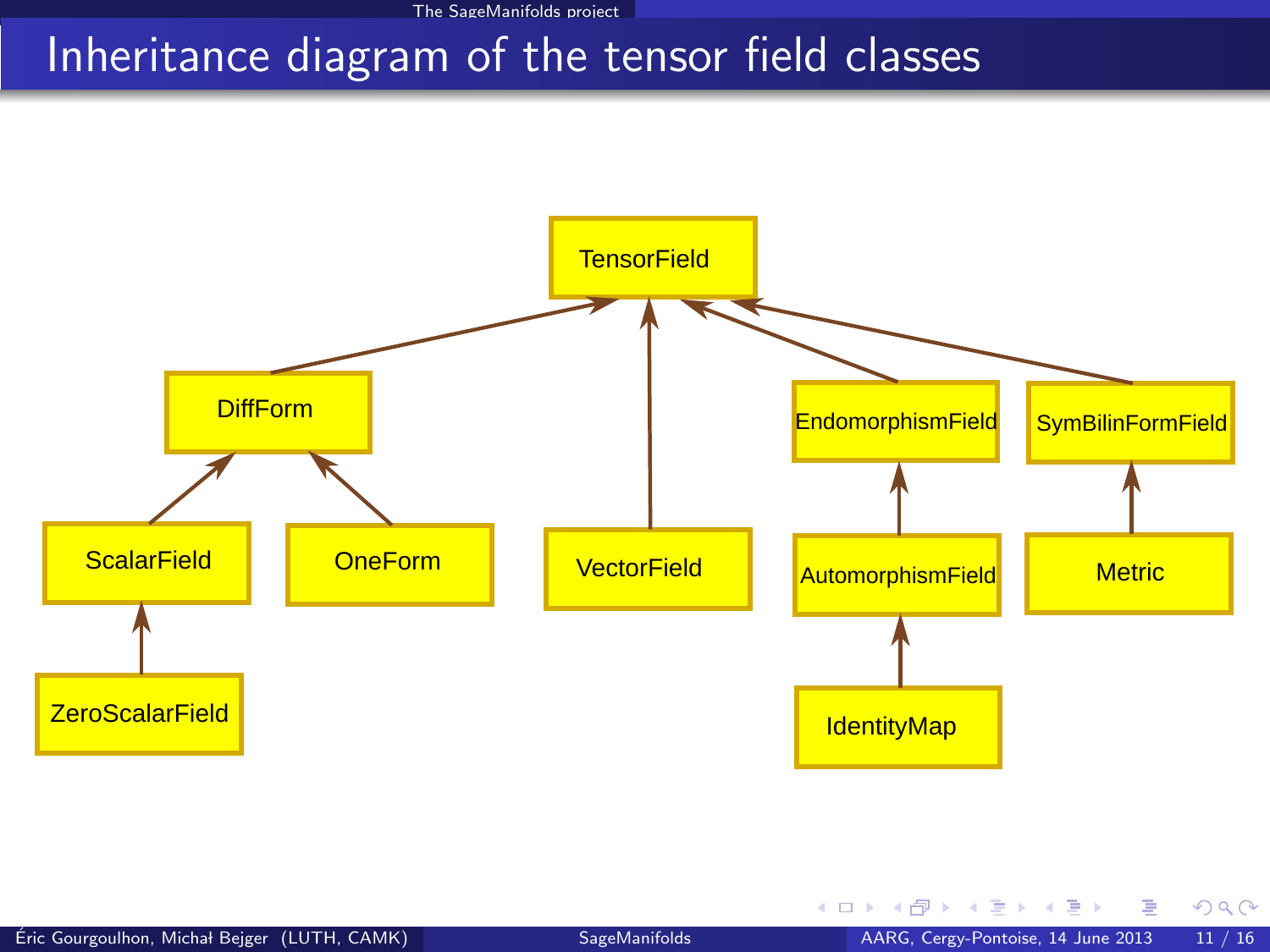# Inheritance diagram of the tensor field classes

- TensorField
  - DiffForm
    - ScalarField
      - ZeroScalarField
    - OneForm
  - VectorField
  - EndomorphismField
    - AutomorphismField
      - IdentityMap
  - SymBilinFormField
    - Metric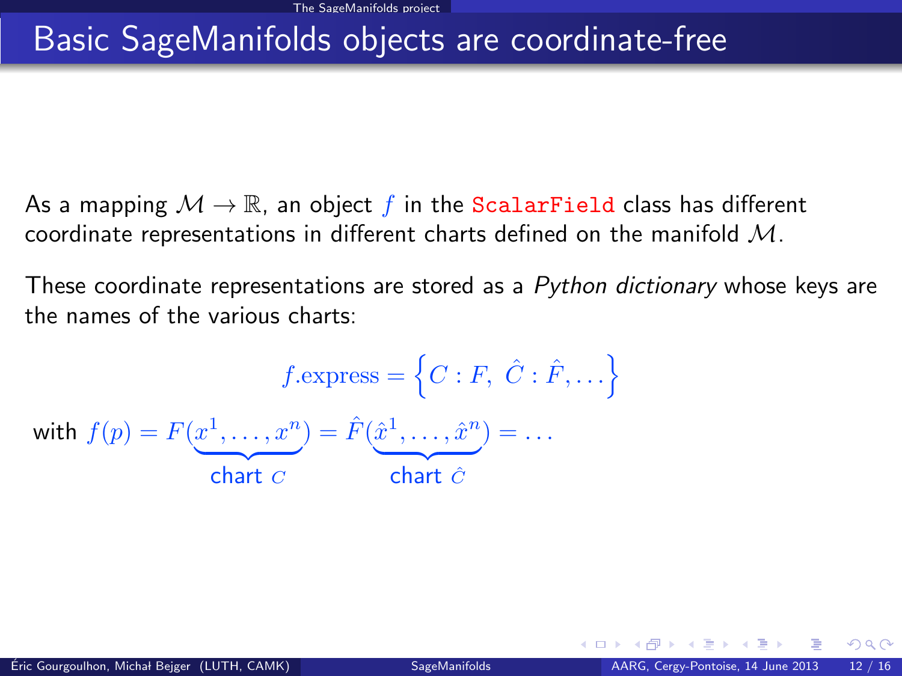# Basic SageManifolds objects are coordinate-free

As a mapping $\mathcal{M} \to \mathbb{R}$, an object $f$ in the `ScalarField` class has different coordinate representations in different charts defined on the manifold $\mathcal{M}$.

These coordinate representations are stored as a *Python dictionary* whose keys are the names of the various charts:

$$f.\mathrm{express} = \left\{ C : F,\ \hat{C} : \hat{F}, \ldots \right\}$$

with $f(p) = F(\underbrace{x^1, \ldots, x^n}_{\text{chart } C}) = \hat{F}(\underbrace{\hat{x}^1, \ldots, \hat{x}^n}_{\text{chart } \hat{C}}) = \ldots$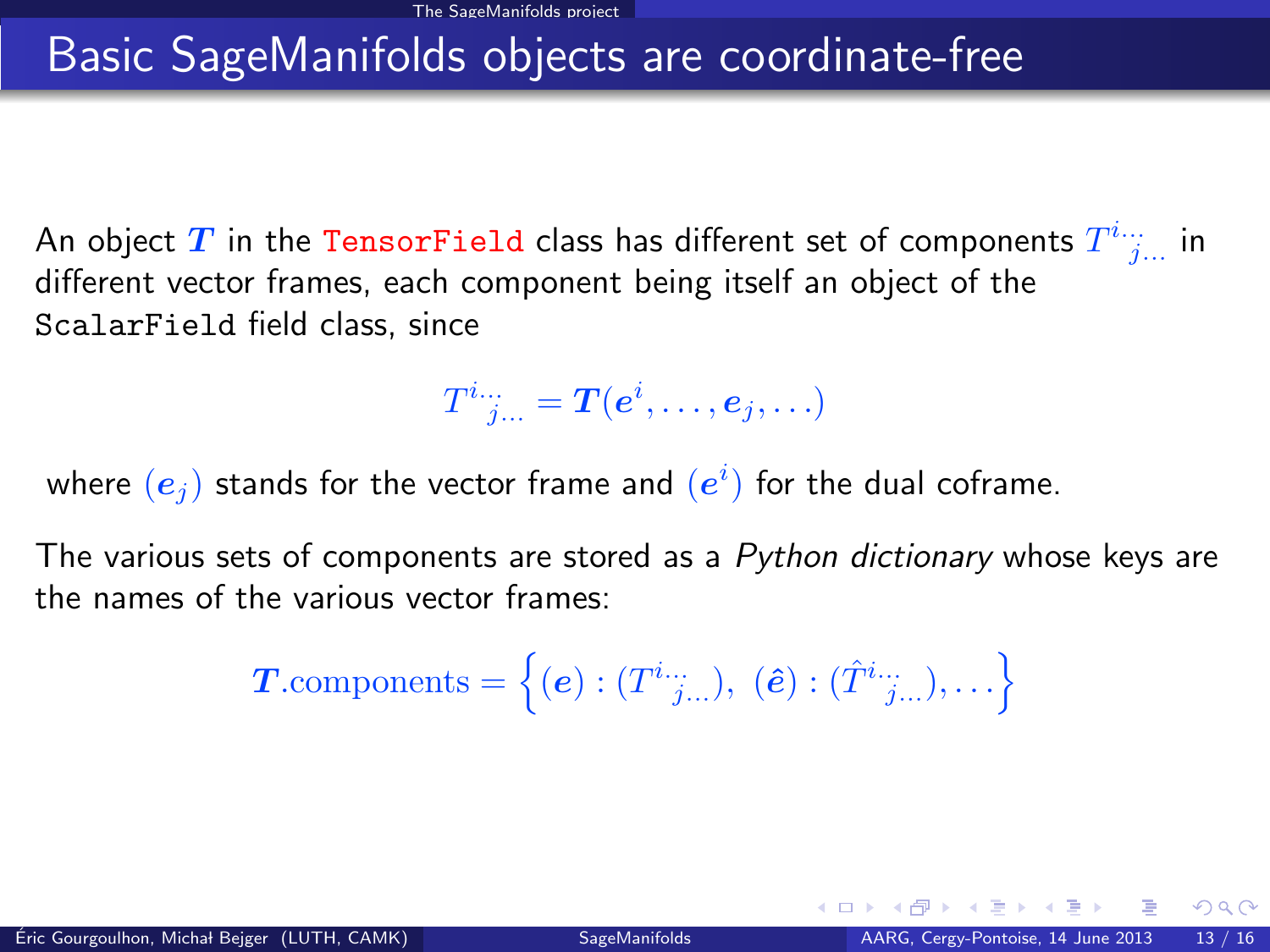# Basic SageManifolds objects are coordinate-free

An object $\boldsymbol{T}$ in the `TensorField` class has different set of components $T^{i\ldots}{}_{j\ldots}$ in different vector frames, each component being itself an object of the `ScalarField` field class, since

$$T^{i\ldots}{}_{j\ldots} = \boldsymbol{T}(\boldsymbol{e}^i, \ldots, \boldsymbol{e}_j, \ldots)$$

where $(\boldsymbol{e}_j)$ stands for the vector frame and $(\boldsymbol{e}^i)$ for the dual coframe.

The various sets of components are stored as a *Python dictionary* whose keys are the names of the various vector frames:

$$\boldsymbol{T}.\text{components} = \left\{ (\boldsymbol{e}) : (T^{i\ldots}{}_{j\ldots}),\ (\hat{\boldsymbol{e}}) : (\hat{T}^{i\ldots}{}_{j\ldots}), \ldots \right\}$$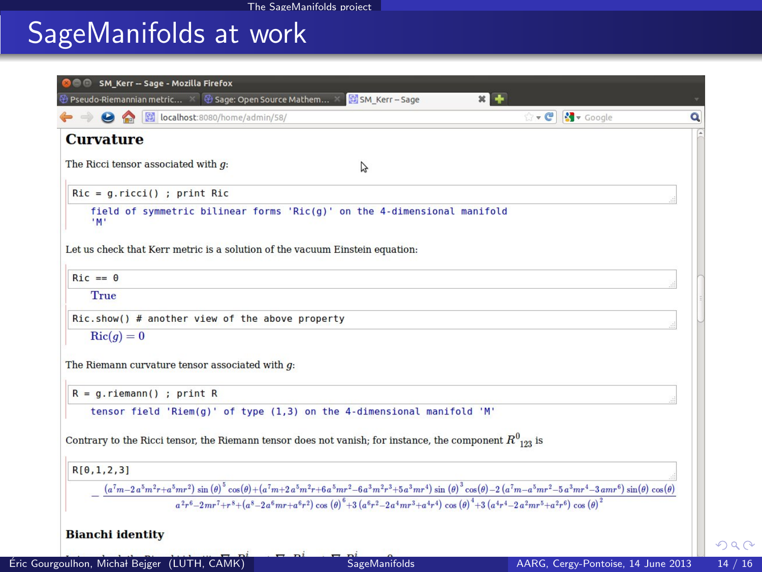# SageManifolds at work

## Curvature

The Ricci tensor associated with $g$:

```
Ric = g.ricci() ; print Ric
```

```
field of symmetric bilinear forms 'Ric(g)' on the 4-dimensional manifold
'M'
```

Let us check that Kerr metric is a solution of the vacuum Einstein equation:

```
Ric == 0
```

True

```
Ric.show() # another view of the above property
```

$\mathrm{Ric}(g) = 0$

The Riemann curvature tensor associated with $g$:

```
R = g.riemann() ; print R
```

```
tensor field 'Riem(g)' of type (1,3) on the 4-dimensional manifold 'M'
```

Contrary to the Ricci tensor, the Riemann tensor does not vanish; for instance, the component $R^0{}_{123}$ is

```
R[0,1,2,3]
```

$$-\frac{\left(a^7m-2a^5m^2r+a^5mr^2\right)\sin(\theta)^5\cos(\theta)+\left(a^7m+2a^5m^2r+6a^5mr^2-6a^3m^2r^3+5a^3mr^4\right)\sin(\theta)^3\cos(\theta)-2\left(a^7m-a^5mr^2-5a^3mr^4-3amr^6\right)\sin(\theta)\cos(\theta)}{a^2r^6-2mr^7+r^8+\left(a^8-2a^6mr+a^6r^2\right)\cos(\theta)^6+3\left(a^6r^2-2a^4mr^3+a^4r^4\right)\cos(\theta)^4+3\left(a^4r^4-2a^2mr^5+a^2r^6\right)\cos(\theta)^2}$$

## Bianchi identity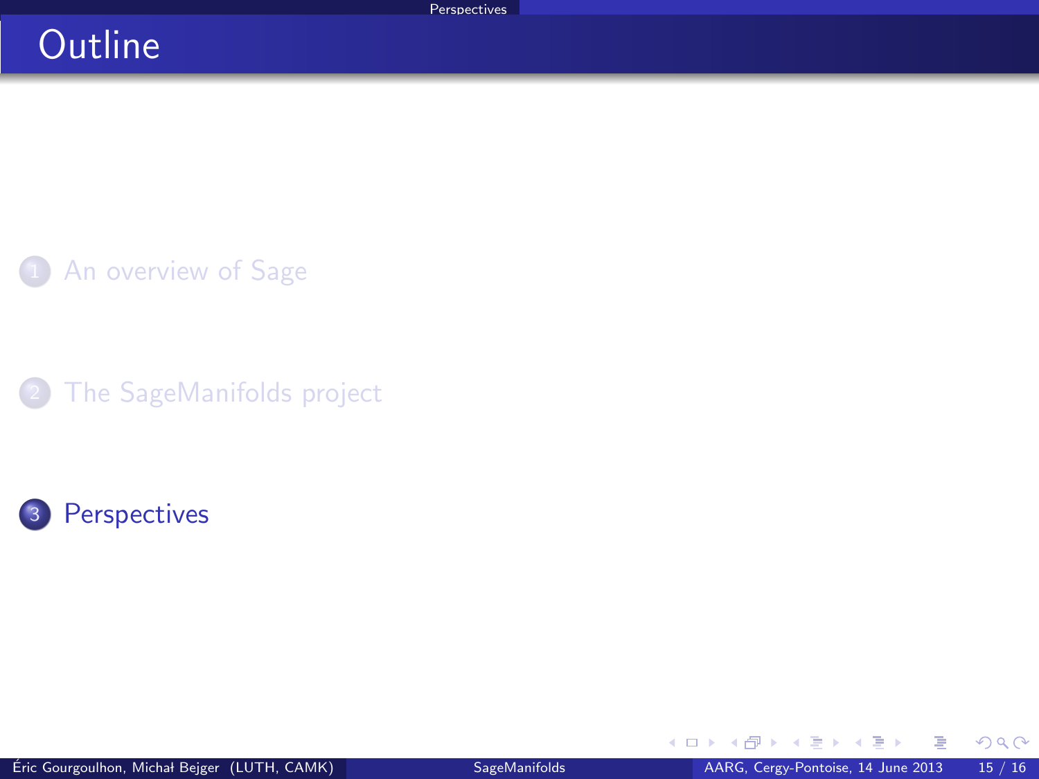# Outline

1. An overview of Sage
2. The SageManifolds project
3. Perspectives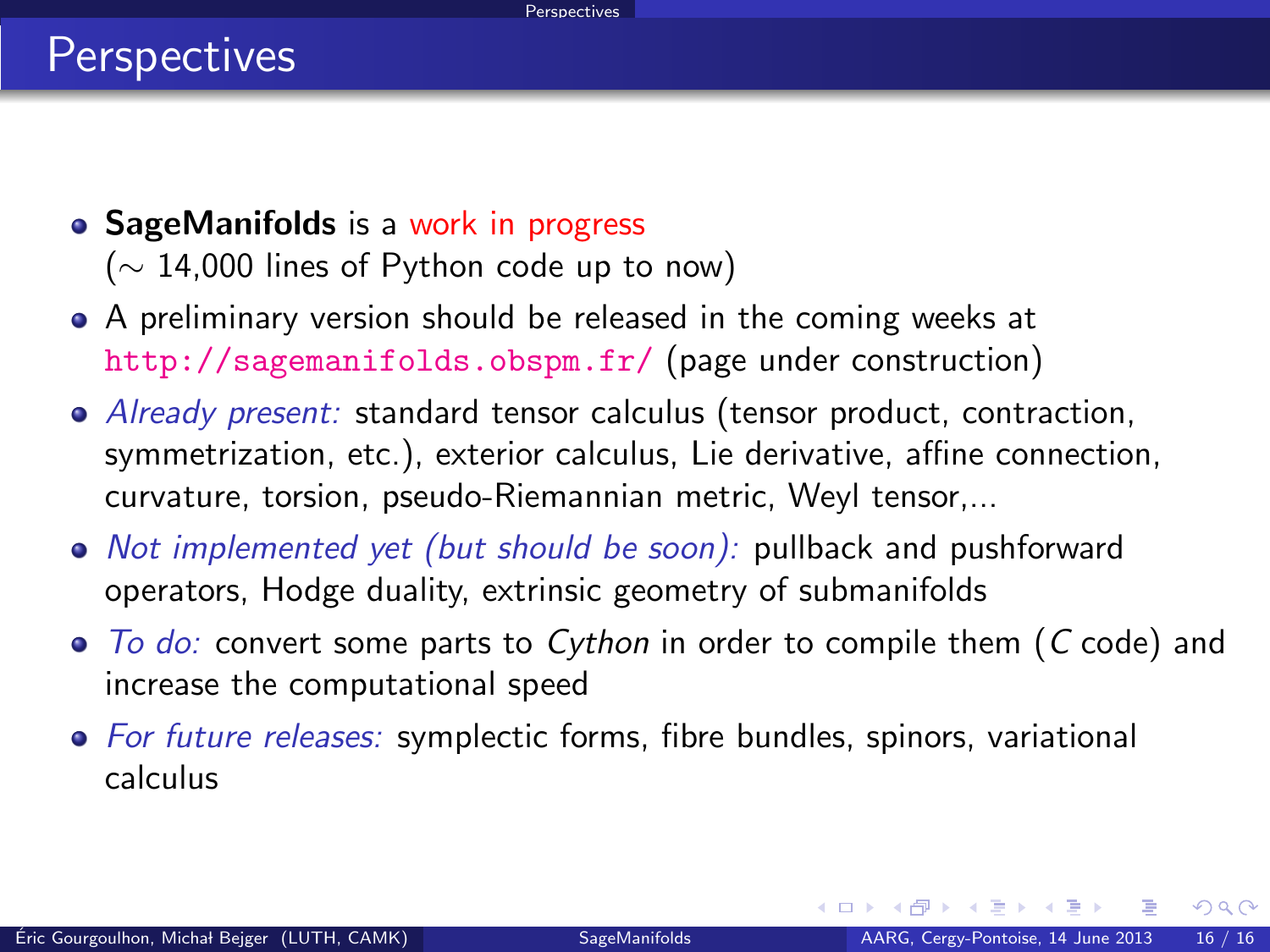# Perspectives

- **SageManifolds** is a work in progress  
  ($\sim$ 14,000 lines of Python code up to now)
- A preliminary version should be released in the coming weeks at http://sagemanifolds.obspm.fr/ (page under construction)
- *Already present:* standard tensor calculus (tensor product, contraction, symmetrization, etc.), exterior calculus, Lie derivative, affine connection, curvature, torsion, pseudo-Riemannian metric, Weyl tensor,...
- *Not implemented yet (but should be soon):* pullback and pushforward operators, Hodge duality, extrinsic geometry of submanifolds
- *To do:* convert some parts to *Cython* in order to compile them (*C* code) and increase the computational speed
- *For future releases:* symplectic forms, fibre bundles, spinors, variational calculus